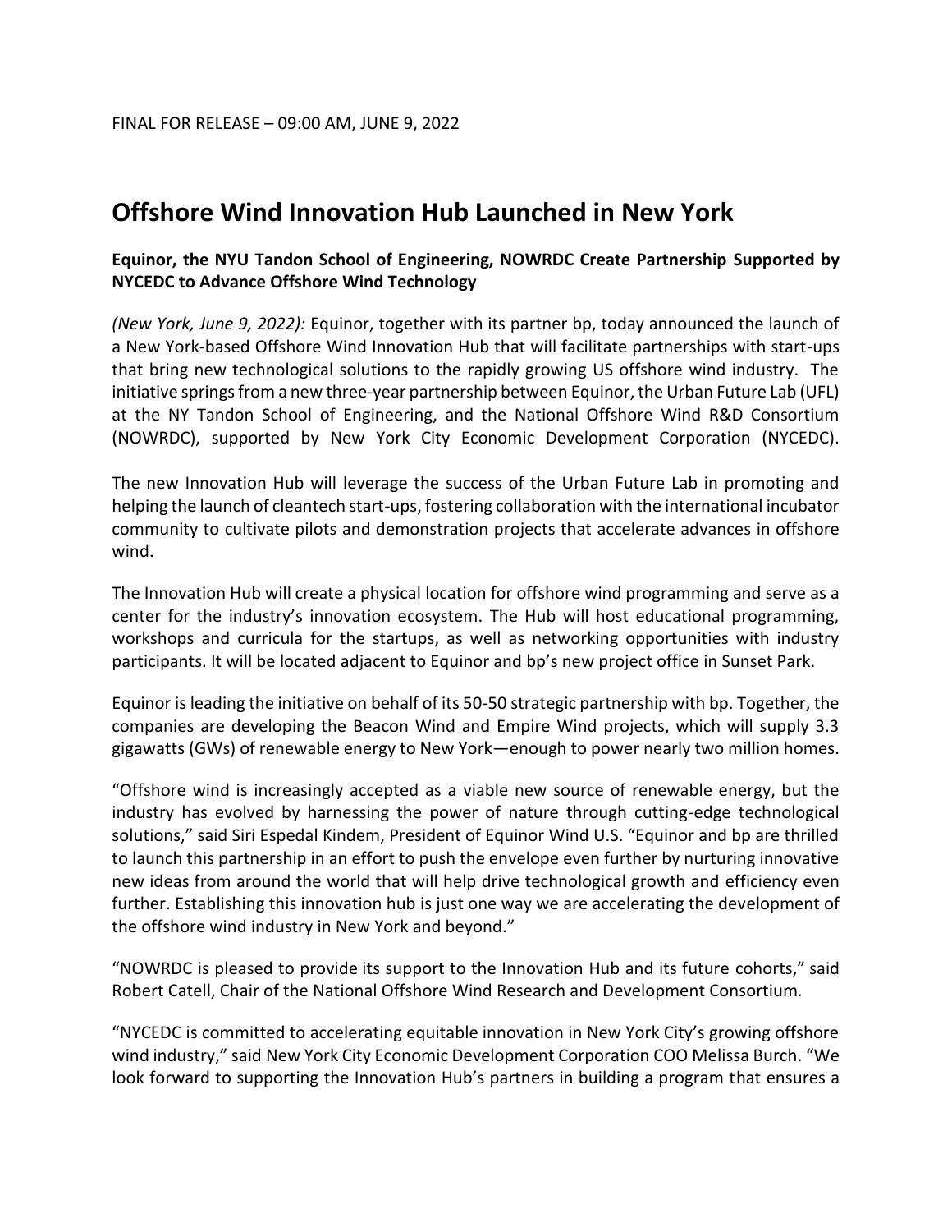FINAL FOR RELEASE – 09:00 AM, JUNE 9, 2022

# Offshore Wind Innovation Hub Launched in New York

**Equinor, the NYU Tandon School of Engineering, NOWRDC Create Partnership Supported by NYCEDC to Advance Offshore Wind Technology**

*(New York, June 9, 2022):* Equinor, together with its partner bp, today announced the launch of a New York-based Offshore Wind Innovation Hub that will facilitate partnerships with start-ups that bring new technological solutions to the rapidly growing US offshore wind industry. The initiative springs from a new three-year partnership between Equinor, the Urban Future Lab (UFL) at the NY Tandon School of Engineering, and the National Offshore Wind R&D Consortium (NOWRDC), supported by New York City Economic Development Corporation (NYCEDC).

The new Innovation Hub will leverage the success of the Urban Future Lab in promoting and helping the launch of cleantech start-ups, fostering collaboration with the international incubator community to cultivate pilots and demonstration projects that accelerate advances in offshore wind.

The Innovation Hub will create a physical location for offshore wind programming and serve as a center for the industry's innovation ecosystem. The Hub will host educational programming, workshops and curricula for the startups, as well as networking opportunities with industry participants. It will be located adjacent to Equinor and bp's new project office in Sunset Park.

Equinor is leading the initiative on behalf of its 50-50 strategic partnership with bp. Together, the companies are developing the Beacon Wind and Empire Wind projects, which will supply 3.3 gigawatts (GWs) of renewable energy to New York—enough to power nearly two million homes.

"Offshore wind is increasingly accepted as a viable new source of renewable energy, but the industry has evolved by harnessing the power of nature through cutting-edge technological solutions," said Siri Espedal Kindem, President of Equinor Wind U.S. "Equinor and bp are thrilled to launch this partnership in an effort to push the envelope even further by nurturing innovative new ideas from around the world that will help drive technological growth and efficiency even further. Establishing this innovation hub is just one way we are accelerating the development of the offshore wind industry in New York and beyond."

"NOWRDC is pleased to provide its support to the Innovation Hub and its future cohorts," said Robert Catell, Chair of the National Offshore Wind Research and Development Consortium*.*

"NYCEDC is committed to accelerating equitable innovation in New York City's growing offshore wind industry," said New York City Economic Development Corporation COO Melissa Burch. "We look forward to supporting the Innovation Hub's partners in building a program that ensures a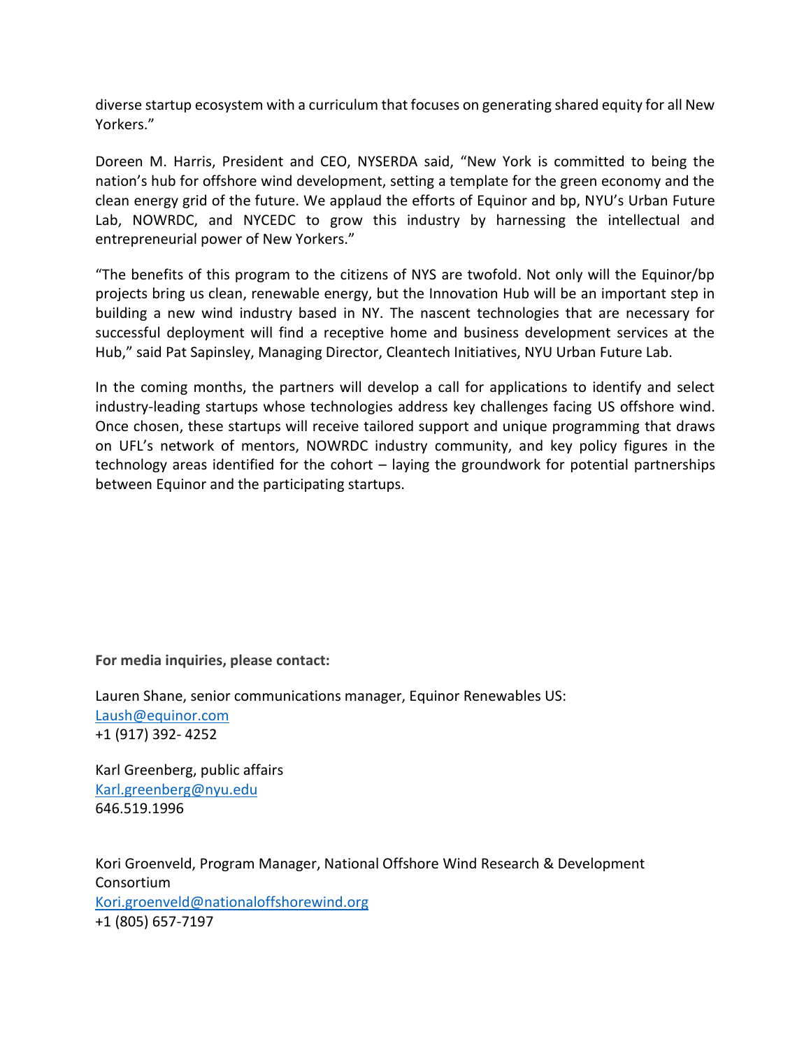diverse startup ecosystem with a curriculum that focuses on generating shared equity for all New Yorkers."

Doreen M. Harris, President and CEO, NYSERDA said, "New York is committed to being the nation's hub for offshore wind development, setting a template for the green economy and the clean energy grid of the future. We applaud the efforts of Equinor and bp, NYU's Urban Future Lab, NOWRDC, and NYCEDC to grow this industry by harnessing the intellectual and entrepreneurial power of New Yorkers."

"The benefits of this program to the citizens of NYS are twofold. Not only will the Equinor/bp projects bring us clean, renewable energy, but the Innovation Hub will be an important step in building a new wind industry based in NY. The nascent technologies that are necessary for successful deployment will find a receptive home and business development services at the Hub," said Pat Sapinsley, Managing Director, Cleantech Initiatives, NYU Urban Future Lab.

In the coming months, the partners will develop a call for applications to identify and select industry-leading startups whose technologies address key challenges facing US offshore wind. Once chosen, these startups will receive tailored support and unique programming that draws on UFL's network of mentors, NOWRDC industry community, and key policy figures in the technology areas identified for the cohort – laying the groundwork for potential partnerships between Equinor and the participating startups.

**For media inquiries, please contact:**

Lauren Shane, senior communications manager, Equinor Renewables US:
Laush@equinor.com
+1 (917) 392- 4252

Karl Greenberg, public affairs
Karl.greenberg@nyu.edu
646.519.1996

Kori Groenveld, Program Manager, National Offshore Wind Research & Development Consortium
Kori.groenveld@nationaloffshorewind.org
+1 (805) 657-7197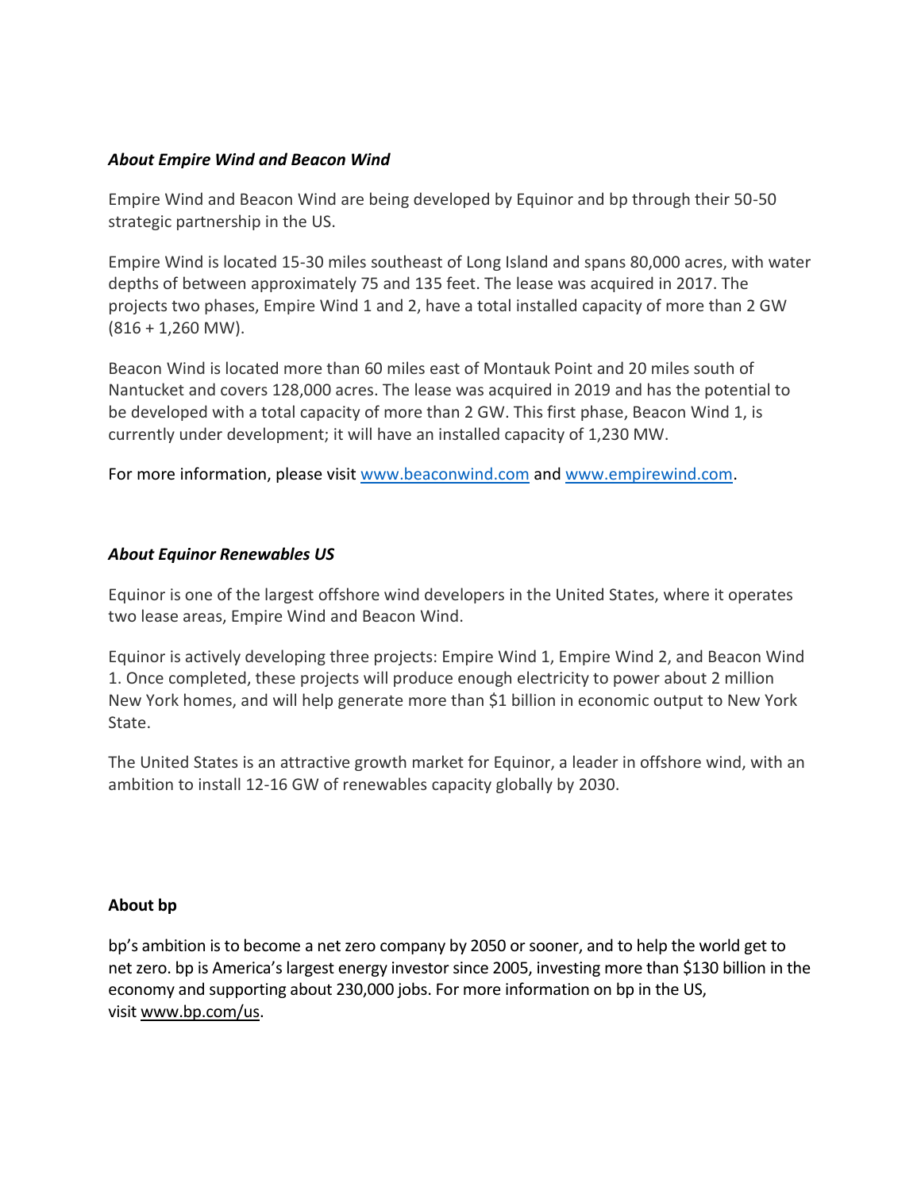### *About Empire Wind and Beacon Wind*

Empire Wind and Beacon Wind are being developed by Equinor and bp through their 50-50 strategic partnership in the US.

Empire Wind is located 15-30 miles southeast of Long Island and spans 80,000 acres, with water depths of between approximately 75 and 135 feet. The lease was acquired in 2017. The projects two phases, Empire Wind 1 and 2, have a total installed capacity of more than 2 GW (816 + 1,260 MW).

Beacon Wind is located more than 60 miles east of Montauk Point and 20 miles south of Nantucket and covers 128,000 acres. The lease was acquired in 2019 and has the potential to be developed with a total capacity of more than 2 GW. This first phase, Beacon Wind 1, is currently under development; it will have an installed capacity of 1,230 MW.

For more information, please visit [www.beaconwind.com](http://www.beaconwind.com) and [www.empirewind.com](http://www.empirewind.com).

### *About Equinor Renewables US*

Equinor is one of the largest offshore wind developers in the United States, where it operates two lease areas, Empire Wind and Beacon Wind.

Equinor is actively developing three projects: Empire Wind 1, Empire Wind 2, and Beacon Wind 1. Once completed, these projects will produce enough electricity to power about 2 million New York homes, and will help generate more than $1 billion in economic output to New York State.

The United States is an attractive growth market for Equinor, a leader in offshore wind, with an ambition to install 12-16 GW of renewables capacity globally by 2030.

### About bp

bp's ambition is to become a net zero company by 2050 or sooner, and to help the world get to net zero. bp is America's largest energy investor since 2005, investing more than $130 billion in the economy and supporting about 230,000 jobs. For more information on bp in the US, visit [www.bp.com/us](http://www.bp.com/us).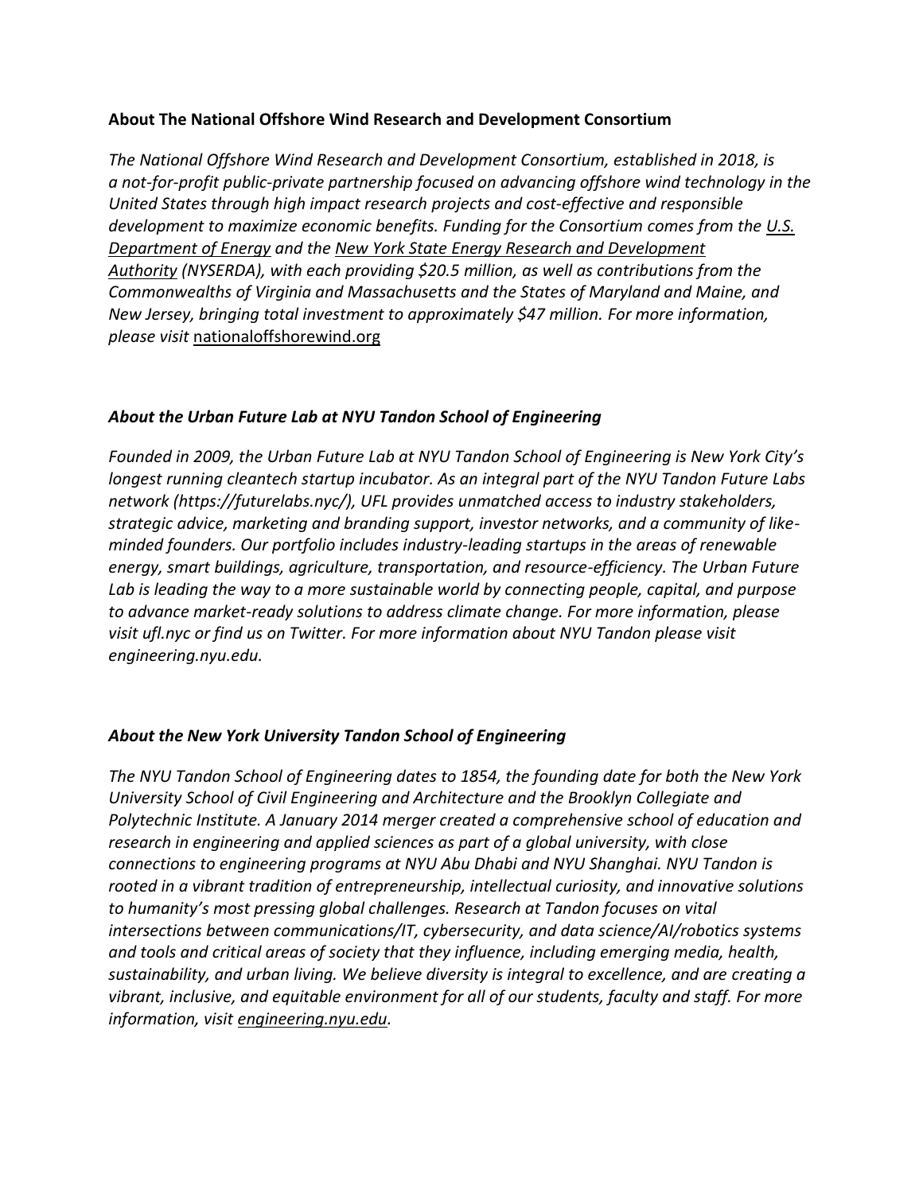**About The National Offshore Wind Research and Development Consortium**

*The National Offshore Wind Research and Development Consortium, established in 2018, is a not-for-profit public-private partnership focused on advancing offshore wind technology in the United States through high impact research projects and cost-effective and responsible development to maximize economic benefits. Funding for the Consortium comes from the U.S. Department of Energy and the New York State Energy Research and Development Authority (NYSERDA), with each providing $20.5 million, as well as contributions from the Commonwealths of Virginia and Massachusetts and the States of Maryland and Maine, and New Jersey, bringing total investment to approximately $47 million. For more information, please visit* nationaloffshorewind.org

***About the Urban Future Lab at NYU Tandon School of Engineering***

*Founded in 2009, the Urban Future Lab at NYU Tandon School of Engineering is New York City's longest running cleantech startup incubator. As an integral part of the NYU Tandon Future Labs network (https://futurelabs.nyc/), UFL provides unmatched access to industry stakeholders, strategic advice, marketing and branding support, investor networks, and a community of like-minded founders. Our portfolio includes industry-leading startups in the areas of renewable energy, smart buildings, agriculture, transportation, and resource-efficiency. The Urban Future Lab is leading the way to a more sustainable world by connecting people, capital, and purpose to advance market-ready solutions to address climate change. For more information, please visit ufl.nyc or find us on Twitter. For more information about NYU Tandon please visit engineering.nyu.edu.*

***About the New York University Tandon School of Engineering***

*The NYU Tandon School of Engineering dates to 1854, the founding date for both the New York University School of Civil Engineering and Architecture and the Brooklyn Collegiate and Polytechnic Institute. A January 2014 merger created a comprehensive school of education and research in engineering and applied sciences as part of a global university, with close connections to engineering programs at NYU Abu Dhabi and NYU Shanghai. NYU Tandon is rooted in a vibrant tradition of entrepreneurship, intellectual curiosity, and innovative solutions to humanity's most pressing global challenges. Research at Tandon focuses on vital intersections between communications/IT, cybersecurity, and data science/AI/robotics systems and tools and critical areas of society that they influence, including emerging media, health, sustainability, and urban living. We believe diversity is integral to excellence, and are creating a vibrant, inclusive, and equitable environment for all of our students, faculty and staff. For more information, visit engineering.nyu.edu.*